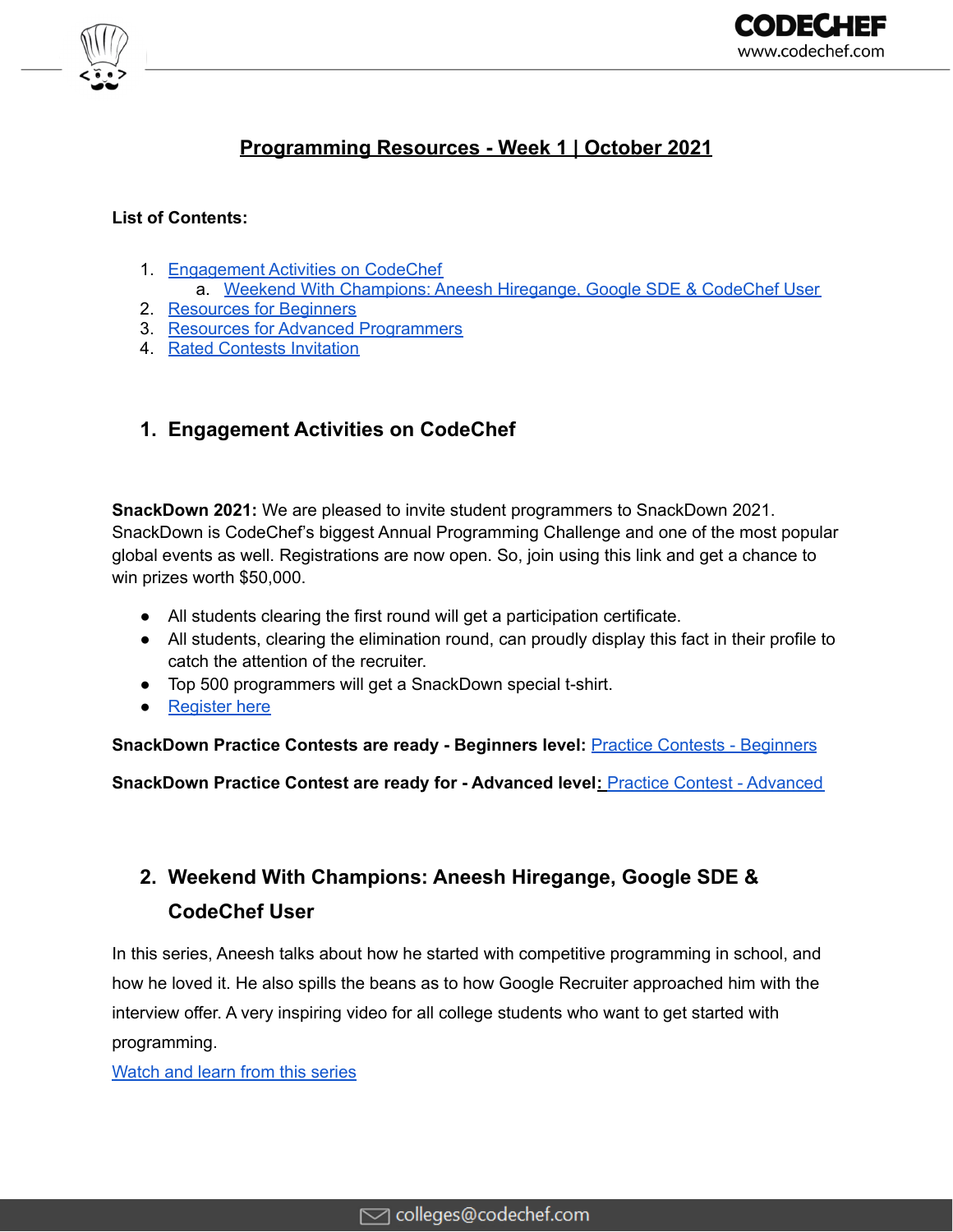# Programming Resources - Week 1 | October 2021

**List of Contents:**

1. Engagement Activities on CodeChef
   a. Weekend With Champions: Aneesh Hiregange, Google SDE & CodeChef User
2. Resources for Beginners
3. Resources for Advanced Programmers
4. Rated Contests Invitation

## 1. Engagement Activities on CodeChef

**SnackDown 2021:** We are pleased to invite student programmers to SnackDown 2021. SnackDown is CodeChef's biggest Annual Programming Challenge and one of the most popular global events as well. Registrations are now open. So, join using this link and get a chance to win prizes worth $50,000.

- All students clearing the first round will get a participation certificate.
- All students, clearing the elimination round, can proudly display this fact in their profile to catch the attention of the recruiter.
- Top 500 programmers will get a SnackDown special t-shirt.
- Register here

**SnackDown Practice Contests are ready - Beginners level:** Practice Contests - Beginners

**SnackDown Practice Contest are ready for - Advanced level:** Practice Contest - Advanced

## 2. Weekend With Champions: Aneesh Hiregange, Google SDE & CodeChef User

In this series, Aneesh talks about how he started with competitive programming in school, and how he loved it. He also spills the beans as to how Google Recruiter approached him with the interview offer. A very inspiring video for all college students who want to get started with programming.

Watch and learn from this series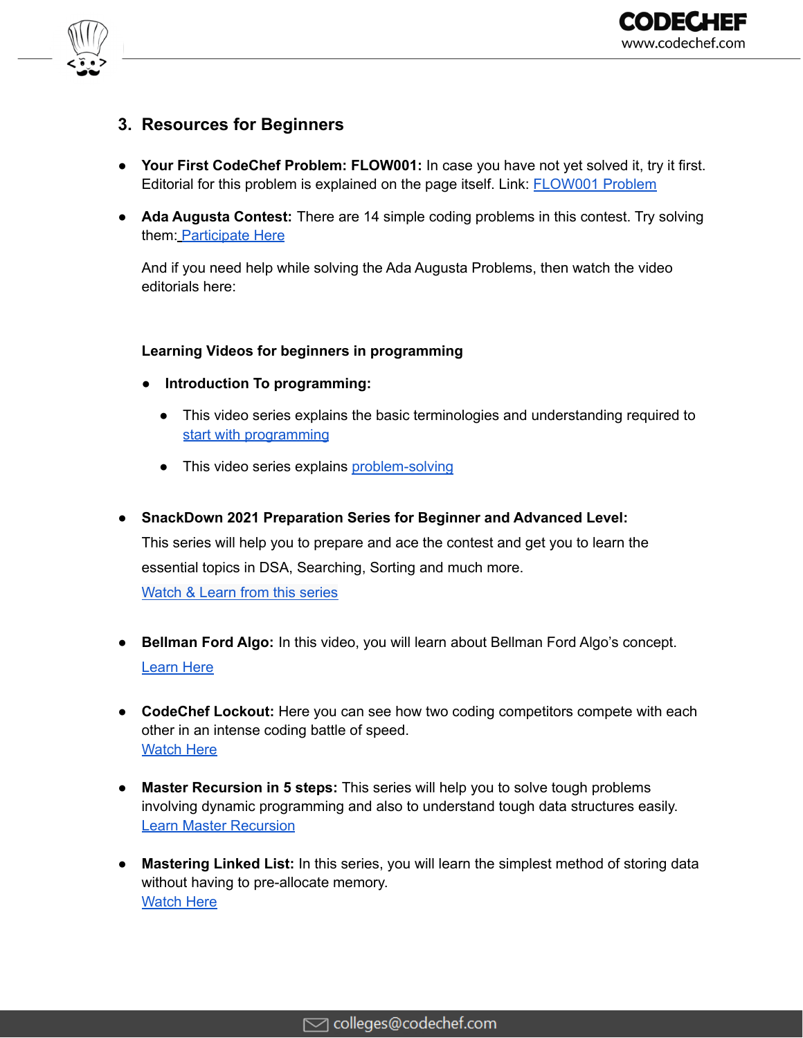## 3. Resources for Beginners

- **Your First CodeChef Problem: FLOW001:** In case you have not yet solved it, try it first. Editorial for this problem is explained on the page itself. Link: FLOW001 Problem

- **Ada Augusta Contest:** There are 14 simple coding problems in this contest. Try solving them: Participate Here

  And if you need help while solving the Ada Augusta Problems, then watch the video editorials here:

  **Learning Videos for beginners in programming**

  - **Introduction To programming:**
    - This video series explains the basic terminologies and understanding required to start with programming
    - This video series explains problem-solving

- **SnackDown 2021 Preparation Series for Beginner and Advanced Level:**
  This series will help you to prepare and ace the contest and get you to learn the essential topics in DSA, Searching, Sorting and much more.
  Watch & Learn from this series

- **Bellman Ford Algo:** In this video, you will learn about Bellman Ford Algo's concept.
  Learn Here

- **CodeChef Lockout:** Here you can see how two coding competitors compete with each other in an intense coding battle of speed.
  Watch Here

- **Master Recursion in 5 steps:** This series will help you to solve tough problems involving dynamic programming and also to understand tough data structures easily.
  Learn Master Recursion

- **Mastering Linked List:** In this series, you will learn the simplest method of storing data without having to pre-allocate memory.
  Watch Here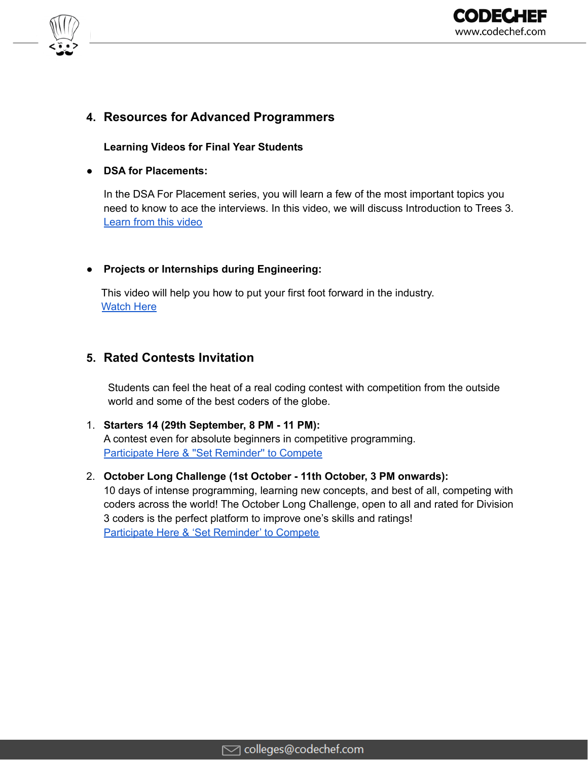## 4. Resources for Advanced Programmers

**Learning Videos for Final Year Students**

- **DSA for Placements:**

  In the DSA For Placement series, you will learn a few of the most important topics you need to know to ace the interviews. In this video, we will discuss Introduction to Trees 3.
  [Learn from this video]

- **Projects or Internships during Engineering:**

  This video will help you how to put your first foot forward in the industry.
  [Watch Here]

## 5. Rated Contests Invitation

Students can feel the heat of a real coding contest with competition from the outside world and some of the best coders of the globe.

1. **Starters 14 (29th September, 8 PM - 11 PM):**
   A contest even for absolute beginners in competitive programming.
   [Participate Here & "Set Reminder" to Compete]

2. **October Long Challenge (1st October - 11th October, 3 PM onwards):**
   10 days of intense programming, learning new concepts, and best of all, competing with coders across the world! The October Long Challenge, open to all and rated for Division 3 coders is the perfect platform to improve one's skills and ratings!
   [Participate Here & 'Set Reminder' to Compete]